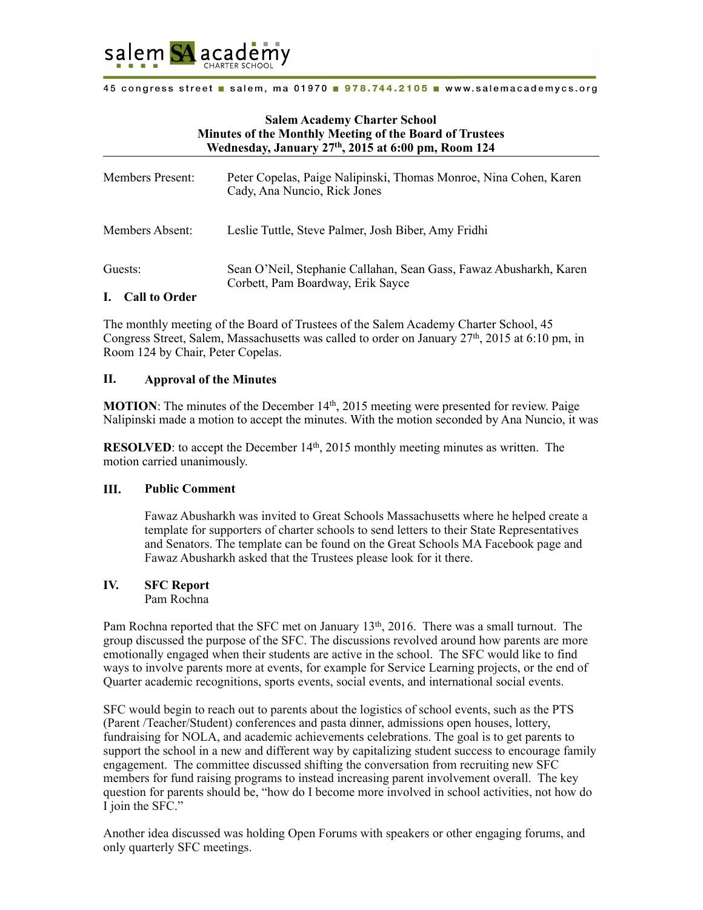salem SA academy CHARTER SCHOOL

45 congress street ■ salem, ma 01970 ■ 978.744.2105 ■ www.salemacademycs.org

**Salem Academy Charter School**
**Minutes of the Monthly Meeting of the Board of Trustees**
**Wednesday, January 27th, 2015 at 6:00 pm, Room 124**

| | |
|---|---|
| Members Present: | Peter Copelas, Paige Nalipinski, Thomas Monroe, Nina Cohen, Karen Cady, Ana Nuncio, Rick Jones |
| Members Absent: | Leslie Tuttle, Steve Palmer, Josh Biber, Amy Fridhi |
| Guests: | Sean O'Neil, Stephanie Callahan, Sean Gass, Fawaz Abusharkh, Karen Corbett, Pam Boardway, Erik Sayce |

## I. Call to Order

The monthly meeting of the Board of Trustees of the Salem Academy Charter School, 45 Congress Street, Salem, Massachusetts was called to order on January 27th, 2015 at 6:10 pm, in Room 124 by Chair, Peter Copelas.

## II. Approval of the Minutes

**MOTION**: The minutes of the December 14th, 2015 meeting were presented for review. Paige Nalipinski made a motion to accept the minutes. With the motion seconded by Ana Nuncio, it was

**RESOLVED**: to accept the December 14th, 2015 monthly meeting minutes as written. The motion carried unanimously.

## III. Public Comment

Fawaz Abusharkh was invited to Great Schools Massachusetts where he helped create a template for supporters of charter schools to send letters to their State Representatives and Senators. The template can be found on the Great Schools MA Facebook page and Fawaz Abusharkh asked that the Trustees please look for it there.

## IV. SFC Report

Pam Rochna

Pam Rochna reported that the SFC met on January 13th, 2016. There was a small turnout. The group discussed the purpose of the SFC. The discussions revolved around how parents are more emotionally engaged when their students are active in the school. The SFC would like to find ways to involve parents more at events, for example for Service Learning projects, or the end of Quarter academic recognitions, sports events, social events, and international social events.

SFC would begin to reach out to parents about the logistics of school events, such as the PTS (Parent /Teacher/Student) conferences and pasta dinner, admissions open houses, lottery, fundraising for NOLA, and academic achievements celebrations. The goal is to get parents to support the school in a new and different way by capitalizing student success to encourage family engagement. The committee discussed shifting the conversation from recruiting new SFC members for fund raising programs to instead increasing parent involvement overall. The key question for parents should be, "how do I become more involved in school activities, not how do I join the SFC."

Another idea discussed was holding Open Forums with speakers or other engaging forums, and only quarterly SFC meetings.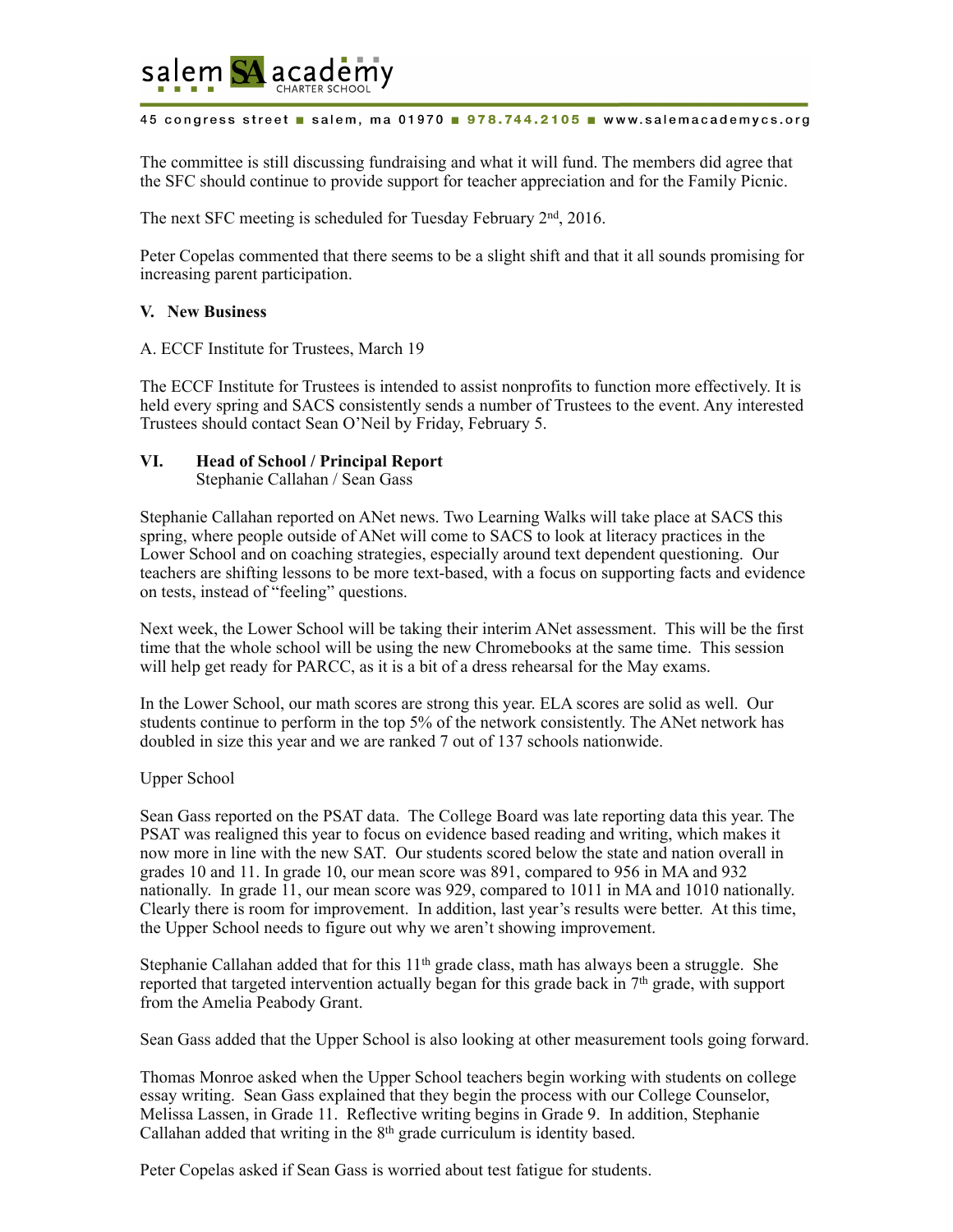The committee is still discussing fundraising and what it will fund. The members did agree that the SFC should continue to provide support for teacher appreciation and for the Family Picnic.

The next SFC meeting is scheduled for Tuesday February 2nd, 2016.

Peter Copelas commented that there seems to be a slight shift and that it all sounds promising for increasing parent participation.

**V. New Business**

A. ECCF Institute for Trustees, March 19

The ECCF Institute for Trustees is intended to assist nonprofits to function more effectively. It is held every spring and SACS consistently sends a number of Trustees to the event. Any interested Trustees should contact Sean O'Neil by Friday, February 5.

**VI. Head of School / Principal Report**
Stephanie Callahan / Sean Gass

Stephanie Callahan reported on ANet news. Two Learning Walks will take place at SACS this spring, where people outside of ANet will come to SACS to look at literacy practices in the Lower School and on coaching strategies, especially around text dependent questioning. Our teachers are shifting lessons to be more text-based, with a focus on supporting facts and evidence on tests, instead of "feeling" questions.

Next week, the Lower School will be taking their interim ANet assessment. This will be the first time that the whole school will be using the new Chromebooks at the same time. This session will help get ready for PARCC, as it is a bit of a dress rehearsal for the May exams.

In the Lower School, our math scores are strong this year. ELA scores are solid as well. Our students continue to perform in the top 5% of the network consistently. The ANet network has doubled in size this year and we are ranked 7 out of 137 schools nationwide.

Upper School

Sean Gass reported on the PSAT data. The College Board was late reporting data this year. The PSAT was realigned this year to focus on evidence based reading and writing, which makes it now more in line with the new SAT. Our students scored below the state and nation overall in grades 10 and 11. In grade 10, our mean score was 891, compared to 956 in MA and 932 nationally. In grade 11, our mean score was 929, compared to 1011 in MA and 1010 nationally. Clearly there is room for improvement. In addition, last year's results were better. At this time, the Upper School needs to figure out why we aren't showing improvement.

Stephanie Callahan added that for this 11th grade class, math has always been a struggle. She reported that targeted intervention actually began for this grade back in 7th grade, with support from the Amelia Peabody Grant.

Sean Gass added that the Upper School is also looking at other measurement tools going forward.

Thomas Monroe asked when the Upper School teachers begin working with students on college essay writing. Sean Gass explained that they begin the process with our College Counselor, Melissa Lassen, in Grade 11. Reflective writing begins in Grade 9. In addition, Stephanie Callahan added that writing in the 8th grade curriculum is identity based.

Peter Copelas asked if Sean Gass is worried about test fatigue for students.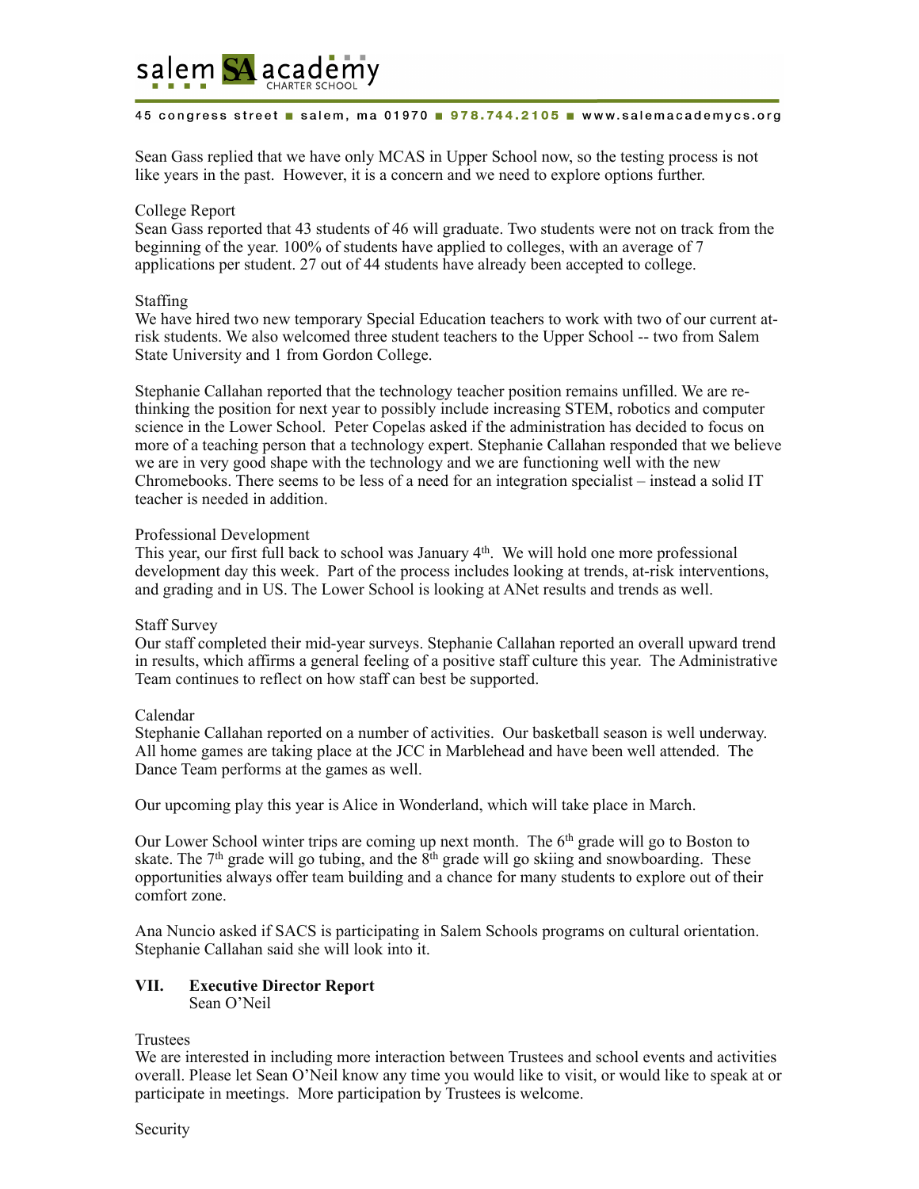Sean Gass replied that we have only MCAS in Upper School now, so the testing process is not like years in the past. However, it is a concern and we need to explore options further.

College Report
Sean Gass reported that 43 students of 46 will graduate. Two students were not on track from the beginning of the year. 100% of students have applied to colleges, with an average of 7 applications per student. 27 out of 44 students have already been accepted to college.

Staffing
We have hired two new temporary Special Education teachers to work with two of our current at-risk students. We also welcomed three student teachers to the Upper School -- two from Salem State University and 1 from Gordon College.

Stephanie Callahan reported that the technology teacher position remains unfilled. We are re-thinking the position for next year to possibly include increasing STEM, robotics and computer science in the Lower School. Peter Copelas asked if the administration has decided to focus on more of a teaching person that a technology expert. Stephanie Callahan responded that we believe we are in very good shape with the technology and we are functioning well with the new Chromebooks. There seems to be less of a need for an integration specialist – instead a solid IT teacher is needed in addition.

Professional Development
This year, our first full back to school was January 4th. We will hold one more professional development day this week. Part of the process includes looking at trends, at-risk interventions, and grading and in US. The Lower School is looking at ANet results and trends as well.

Staff Survey
Our staff completed their mid-year surveys. Stephanie Callahan reported an overall upward trend in results, which affirms a general feeling of a positive staff culture this year. The Administrative Team continues to reflect on how staff can best be supported.

Calendar
Stephanie Callahan reported on a number of activities. Our basketball season is well underway. All home games are taking place at the JCC in Marblehead and have been well attended. The Dance Team performs at the games as well.

Our upcoming play this year is Alice in Wonderland, which will take place in March.

Our Lower School winter trips are coming up next month. The 6th grade will go to Boston to skate. The 7th grade will go tubing, and the 8th grade will go skiing and snowboarding. These opportunities always offer team building and a chance for many students to explore out of their comfort zone.

Ana Nuncio asked if SACS is participating in Salem Schools programs on cultural orientation. Stephanie Callahan said she will look into it.

**VII. Executive Director Report**
Sean O'Neil

Trustees
We are interested in including more interaction between Trustees and school events and activities overall. Please let Sean O'Neil know any time you would like to visit, or would like to speak at or participate in meetings. More participation by Trustees is welcome.

Security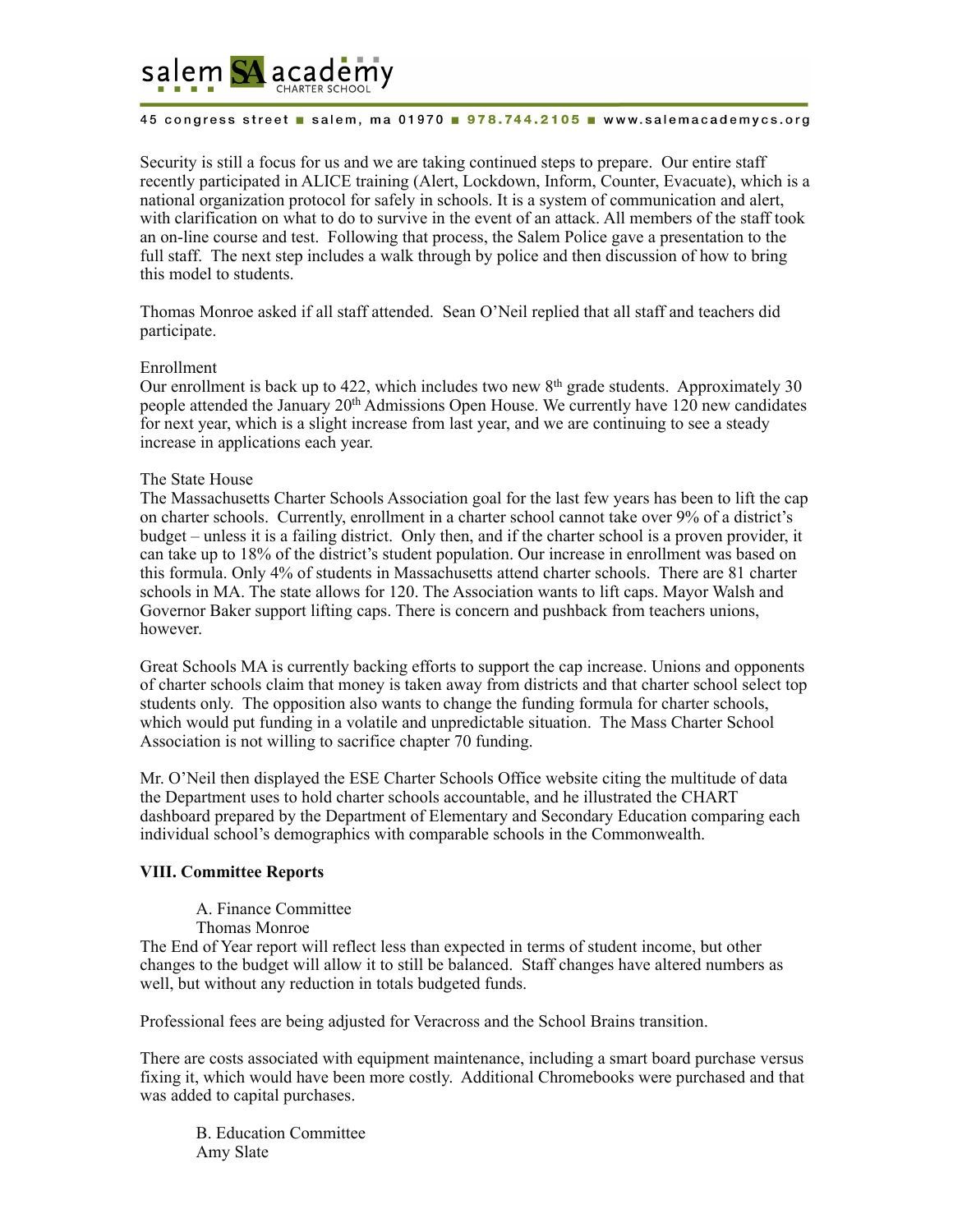Security is still a focus for us and we are taking continued steps to prepare. Our entire staff recently participated in ALICE training (Alert, Lockdown, Inform, Counter, Evacuate), which is a national organization protocol for safely in schools. It is a system of communication and alert, with clarification on what to do to survive in the event of an attack. All members of the staff took an on-line course and test. Following that process, the Salem Police gave a presentation to the full staff. The next step includes a walk through by police and then discussion of how to bring this model to students.

Thomas Monroe asked if all staff attended. Sean O'Neil replied that all staff and teachers did participate.

Enrollment
Our enrollment is back up to 422, which includes two new 8th grade students. Approximately 30 people attended the January 20th Admissions Open House. We currently have 120 new candidates for next year, which is a slight increase from last year, and we are continuing to see a steady increase in applications each year.

The State House
The Massachusetts Charter Schools Association goal for the last few years has been to lift the cap on charter schools. Currently, enrollment in a charter school cannot take over 9% of a district's budget – unless it is a failing district. Only then, and if the charter school is a proven provider, it can take up to 18% of the district's student population. Our increase in enrollment was based on this formula. Only 4% of students in Massachusetts attend charter schools. There are 81 charter schools in MA. The state allows for 120. The Association wants to lift caps. Mayor Walsh and Governor Baker support lifting caps. There is concern and pushback from teachers unions, however.

Great Schools MA is currently backing efforts to support the cap increase. Unions and opponents of charter schools claim that money is taken away from districts and that charter school select top students only. The opposition also wants to change the funding formula for charter schools, which would put funding in a volatile and unpredictable situation. The Mass Charter School Association is not willing to sacrifice chapter 70 funding.

Mr. O'Neil then displayed the ESE Charter Schools Office website citing the multitude of data the Department uses to hold charter schools accountable, and he illustrated the CHART dashboard prepared by the Department of Elementary and Secondary Education comparing each individual school's demographics with comparable schools in the Commonwealth.

**VIII. Committee Reports**

A. Finance Committee
Thomas Monroe

The End of Year report will reflect less than expected in terms of student income, but other changes to the budget will allow it to still be balanced. Staff changes have altered numbers as well, but without any reduction in totals budgeted funds.

Professional fees are being adjusted for Veracross and the School Brains transition.

There are costs associated with equipment maintenance, including a smart board purchase versus fixing it, which would have been more costly. Additional Chromebooks were purchased and that was added to capital purchases.

B. Education Committee
Amy Slate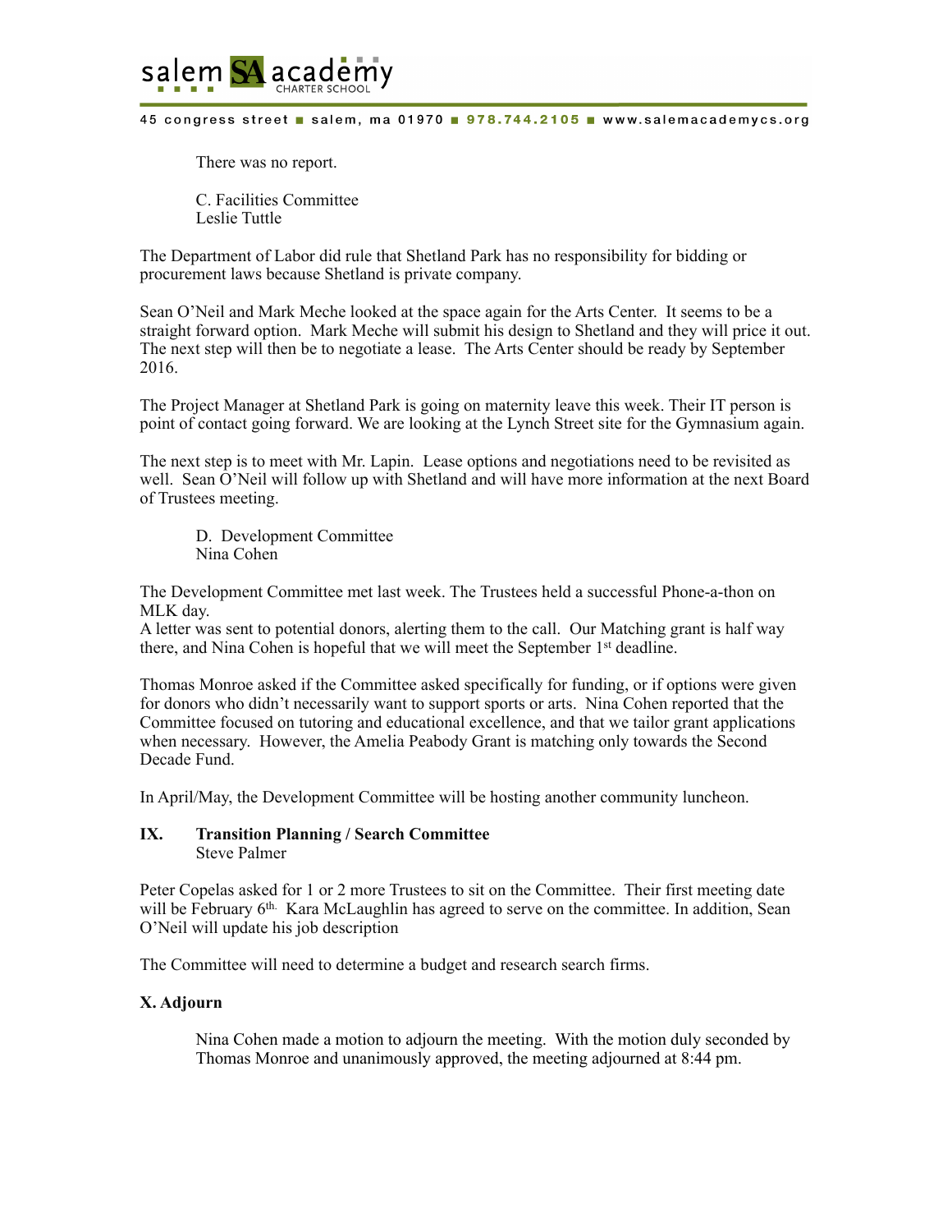There was no report.

C. Facilities Committee
Leslie Tuttle

The Department of Labor did rule that Shetland Park has no responsibility for bidding or procurement laws because Shetland is private company.

Sean O'Neil and Mark Meche looked at the space again for the Arts Center. It seems to be a straight forward option. Mark Meche will submit his design to Shetland and they will price it out. The next step will then be to negotiate a lease. The Arts Center should be ready by September 2016.

The Project Manager at Shetland Park is going on maternity leave this week. Their IT person is point of contact going forward. We are looking at the Lynch Street site for the Gymnasium again.

The next step is to meet with Mr. Lapin. Lease options and negotiations need to be revisited as well. Sean O'Neil will follow up with Shetland and will have more information at the next Board of Trustees meeting.

D. Development Committee
Nina Cohen

The Development Committee met last week. The Trustees held a successful Phone-a-thon on MLK day.
A letter was sent to potential donors, alerting them to the call. Our Matching grant is half way there, and Nina Cohen is hopeful that we will meet the September 1st deadline.

Thomas Monroe asked if the Committee asked specifically for funding, or if options were given for donors who didn't necessarily want to support sports or arts. Nina Cohen reported that the Committee focused on tutoring and educational excellence, and that we tailor grant applications when necessary. However, the Amelia Peabody Grant is matching only towards the Second Decade Fund.

In April/May, the Development Committee will be hosting another community luncheon.

## IX. Transition Planning / Search Committee

Steve Palmer

Peter Copelas asked for 1 or 2 more Trustees to sit on the Committee. Their first meeting date will be February 6th. Kara McLaughlin has agreed to serve on the committee. In addition, Sean O'Neil will update his job description

The Committee will need to determine a budget and research search firms.

## X. Adjourn

Nina Cohen made a motion to adjourn the meeting. With the motion duly seconded by Thomas Monroe and unanimously approved, the meeting adjourned at 8:44 pm.